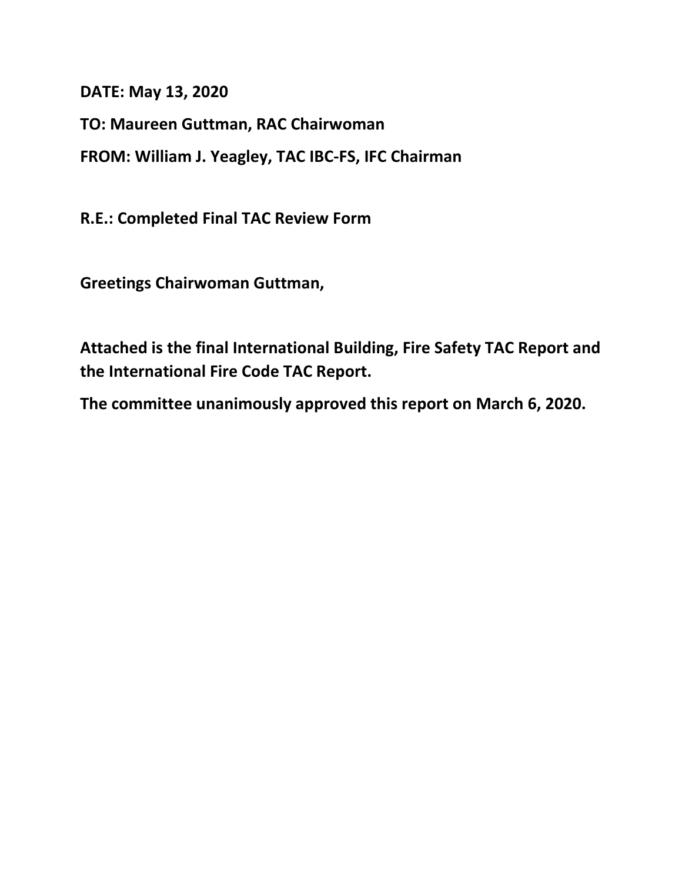**DATE: May 13, 2020**

**TO: Maureen Guttman, RAC Chairwoman**

**FROM: William J. Yeagley, TAC IBC-FS, IFC Chairman**

**R.E.: Completed Final TAC Review Form**

**Greetings Chairwoman Guttman,**

**Attached is the final International Building, Fire Safety TAC Report and the International Fire Code TAC Report.**

**The committee unanimously approved this report on March 6, 2020.**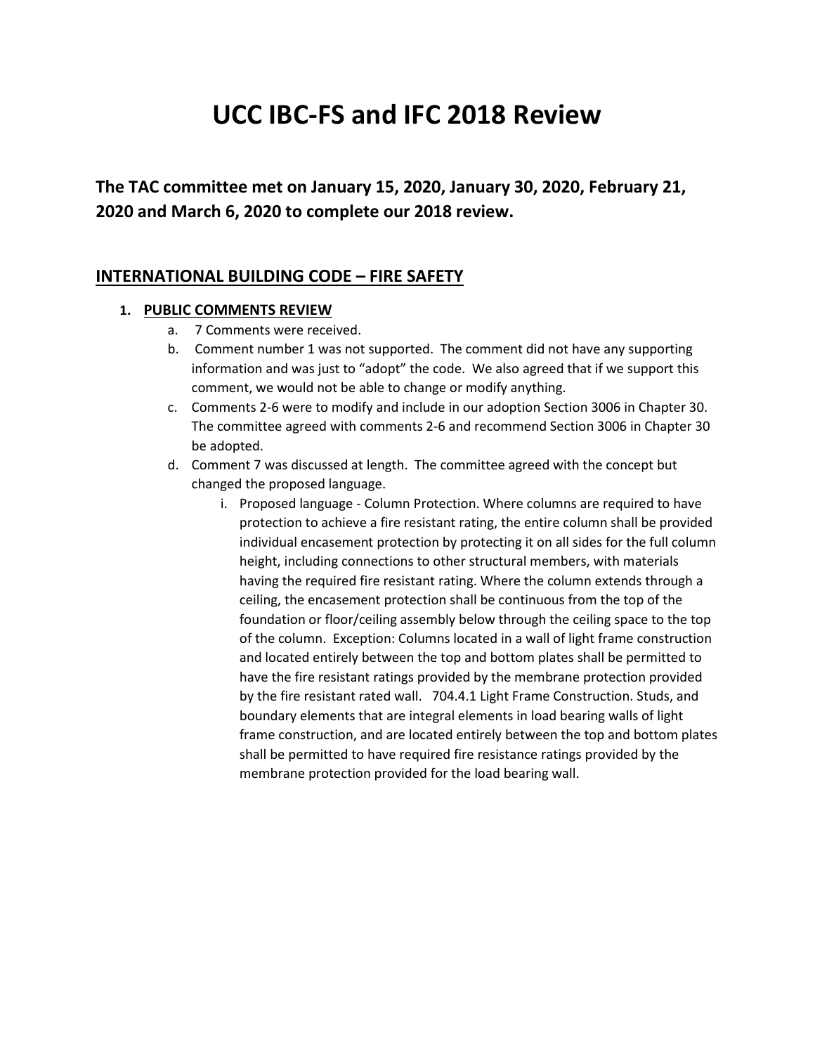# UCC IBC-FS and IFC 2018 Review

**The TAC committee met on January 15, 2020, January 30, 2020, February 21, 2020 and March 6, 2020 to complete our 2018 review.**

## INTERNATIONAL BUILDING CODE – FIRE SAFETY

1. **PUBLIC COMMENTS REVIEW**
   a. 7 Comments were received.
   b. Comment number 1 was not supported. The comment did not have any supporting information and was just to "adopt" the code. We also agreed that if we support this comment, we would not be able to change or modify anything.
   c. Comments 2-6 were to modify and include in our adoption Section 3006 in Chapter 30. The committee agreed with comments 2-6 and recommend Section 3006 in Chapter 30 be adopted.
   d. Comment 7 was discussed at length. The committee agreed with the concept but changed the proposed language.
      i. Proposed language - Column Protection. Where columns are required to have protection to achieve a fire resistant rating, the entire column shall be provided individual encasement protection by protecting it on all sides for the full column height, including connections to other structural members, with materials having the required fire resistant rating. Where the column extends through a ceiling, the encasement protection shall be continuous from the top of the foundation or floor/ceiling assembly below through the ceiling space to the top of the column. Exception: Columns located in a wall of light frame construction and located entirely between the top and bottom plates shall be permitted to have the fire resistant ratings provided by the membrane protection provided by the fire resistant rated wall. 704.4.1 Light Frame Construction. Studs, and boundary elements that are integral elements in load bearing walls of light frame construction, and are located entirely between the top and bottom plates shall be permitted to have required fire resistance ratings provided by the membrane protection provided for the load bearing wall.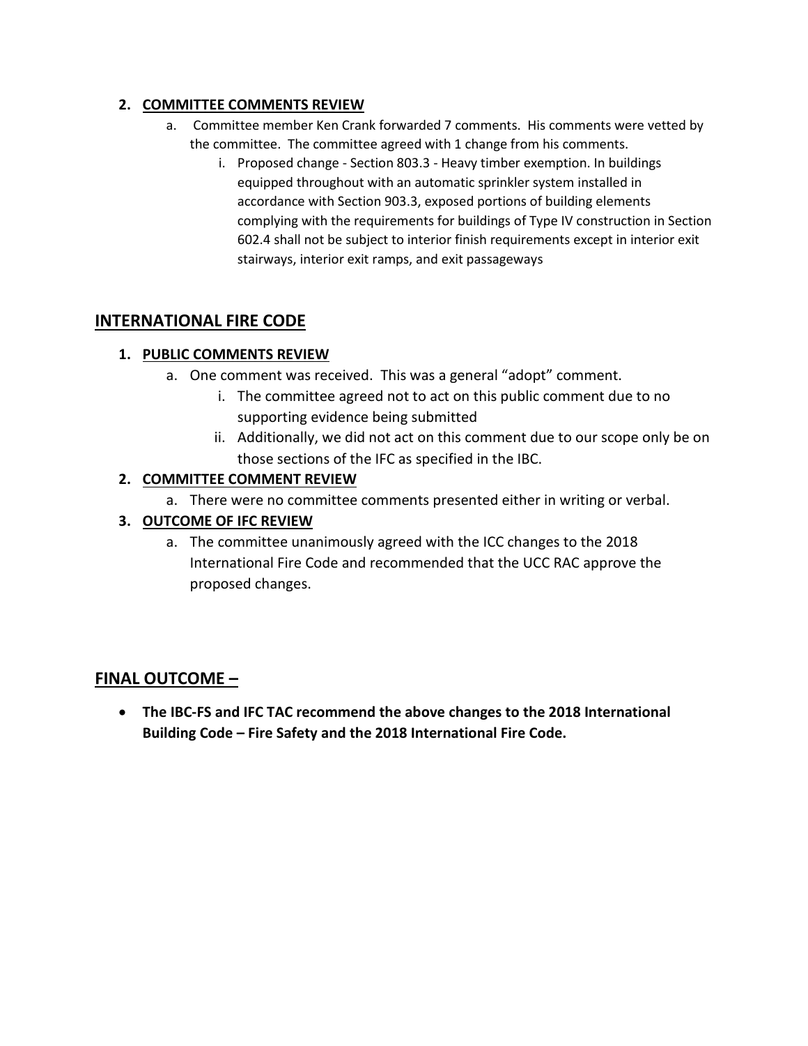2. **COMMITTEE COMMENTS REVIEW**
    a. Committee member Ken Crank forwarded 7 comments. His comments were vetted by the committee. The committee agreed with 1 change from his comments.
        i. Proposed change - Section 803.3 - Heavy timber exemption. In buildings equipped throughout with an automatic sprinkler system installed in accordance with Section 903.3, exposed portions of building elements complying with the requirements for buildings of Type IV construction in Section 602.4 shall not be subject to interior finish requirements except in interior exit stairways, interior exit ramps, and exit passageways

## INTERNATIONAL FIRE CODE

1. **PUBLIC COMMENTS REVIEW**
    a. One comment was received. This was a general "adopt" comment.
        i. The committee agreed not to act on this public comment due to no supporting evidence being submitted
        ii. Additionally, we did not act on this comment due to our scope only be on those sections of the IFC as specified in the IBC.
2. **COMMITTEE COMMENT REVIEW**
    a. There were no committee comments presented either in writing or verbal.
3. **OUTCOME OF IFC REVIEW**
    a. The committee unanimously agreed with the ICC changes to the 2018 International Fire Code and recommended that the UCC RAC approve the proposed changes.

## FINAL OUTCOME –

- **The IBC-FS and IFC TAC recommend the above changes to the 2018 International Building Code – Fire Safety and the 2018 International Fire Code.**